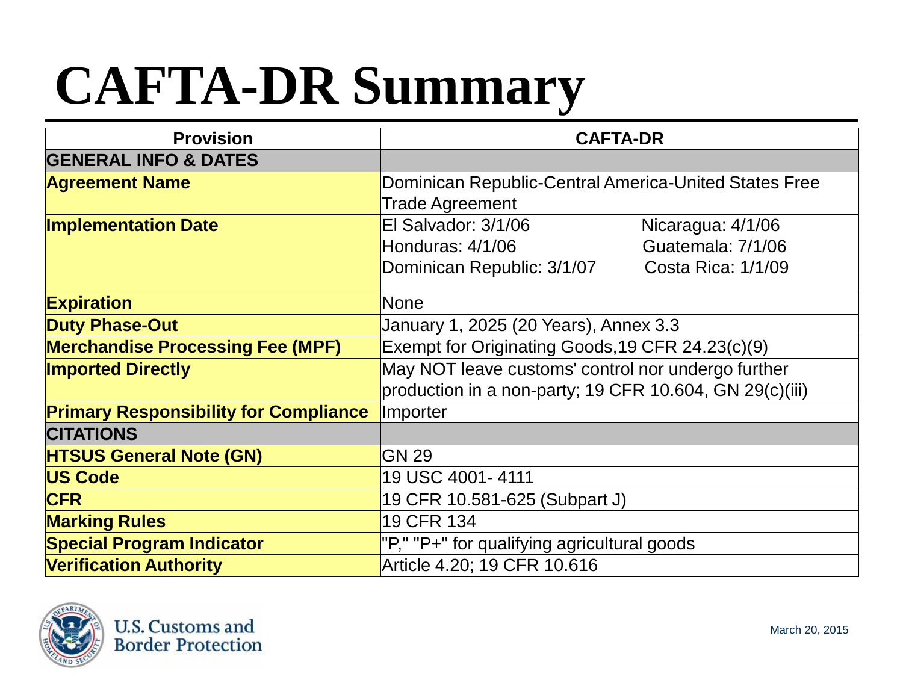# CAFTA-DR Summary

| Provision | CAFTA-DR |
|---|---|
| **GENERAL INFO & DATES** | |
| **Agreement Name** | Dominican Republic-Central America-United States Free Trade Agreement |
| **Implementation Date** | El Salvador: 3/1/06 Nicaragua: 4/1/06<br>Honduras: 4/1/06 Guatemala: 7/1/06<br>Dominican Republic: 3/1/07 Costa Rica: 1/1/09 |
| **Expiration** | None |
| **Duty Phase-Out** | January 1, 2025 (20 Years), Annex 3.3 |
| **Merchandise Processing Fee (MPF)** | Exempt for Originating Goods,19 CFR 24.23(c)(9) |
| **Imported Directly** | May NOT leave customs' control nor undergo further production in a non-party; 19 CFR 10.604, GN 29(c)(iii) |
| **Primary Responsibility for Compliance** | Importer |
| **CITATIONS** | |
| **HTSUS General Note (GN)** | GN 29 |
| **US Code** | 19 USC 4001- 4111 |
| **CFR** | 19 CFR 10.581-625 (Subpart J) |
| **Marking Rules** | 19 CFR 134 |
| **Special Program Indicator** | "P," "P+" for qualifying agricultural goods |
| **Verification Authority** | Article 4.20; 19 CFR 10.616 |

U.S. Customs and Border Protection

March 20, 2015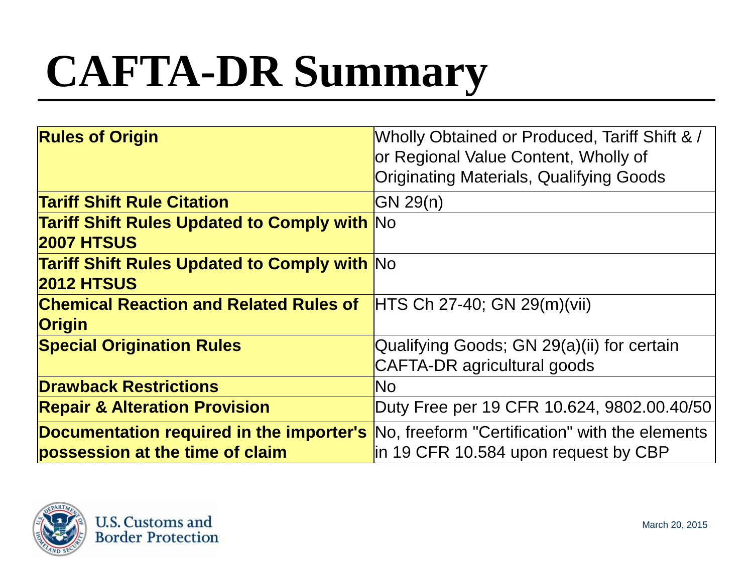# CAFTA-DR Summary

| | |
|---|---|
| **Rules of Origin** | Wholly Obtained or Produced, Tariff Shift & / or Regional Value Content, Wholly of Originating Materials, Qualifying Goods |
| **Tariff Shift Rule Citation** | GN 29(n) |
| **Tariff Shift Rules Updated to Comply with 2007 HTSUS** | No |
| **Tariff Shift Rules Updated to Comply with 2012 HTSUS** | No |
| **Chemical Reaction and Related Rules of Origin** | HTS Ch 27-40; GN 29(m)(vii) |
| **Special Origination Rules** | Qualifying Goods; GN 29(a)(ii) for certain CAFTA-DR agricultural goods |
| **Drawback Restrictions** | No |
| **Repair & Alteration Provision** | Duty Free per 19 CFR 10.624, 9802.00.40/50 |
| **Documentation required in the importer's possession at the time of claim** | No, freeform "Certification" with the elements in 19 CFR 10.584 upon request by CBP |

U.S. Customs and Border Protection

March 20, 2015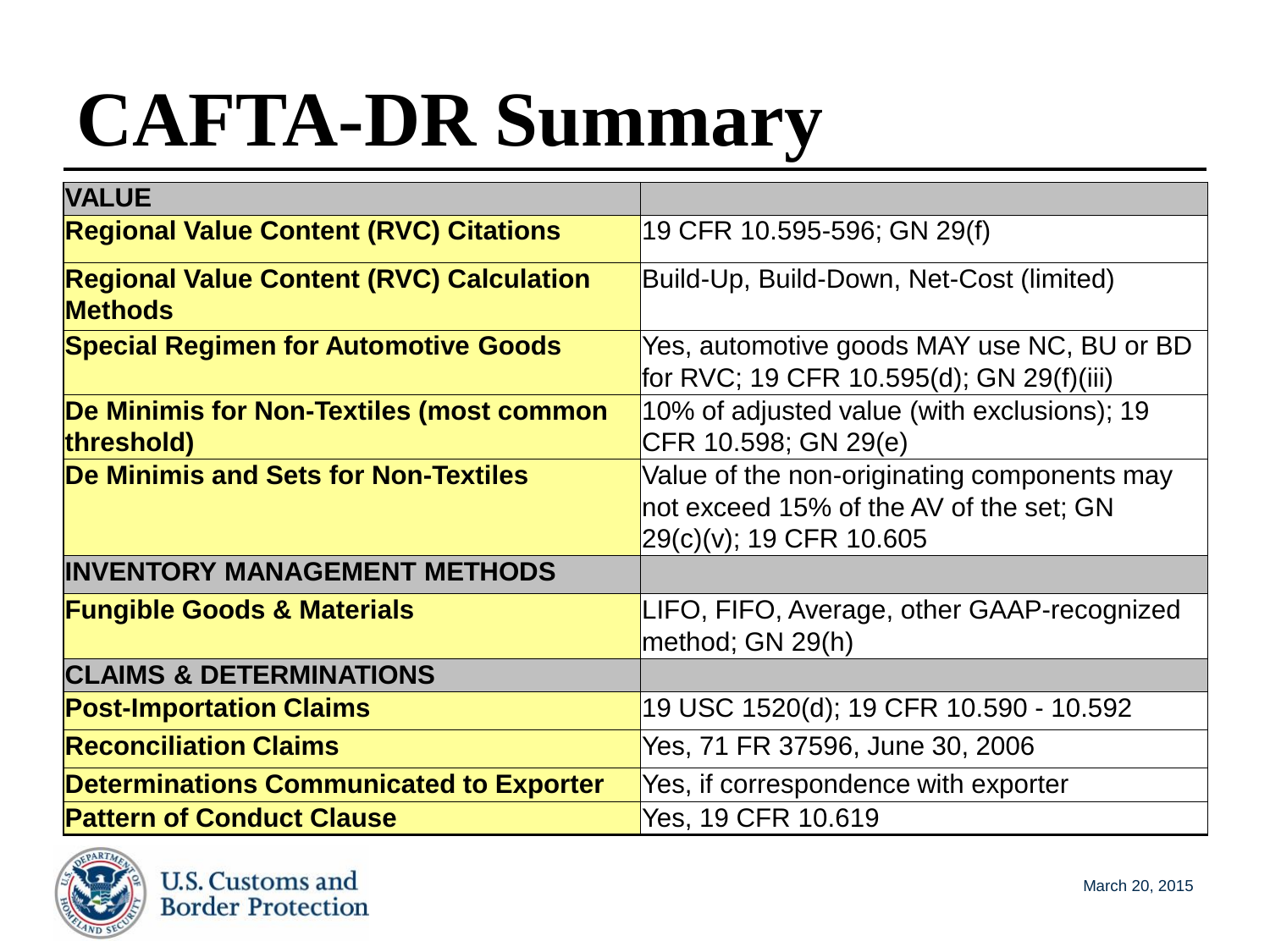# CAFTA-DR Summary

| | |
|---|---|
| **VALUE** | |
| **Regional Value Content (RVC) Citations** | 19 CFR 10.595-596; GN 29(f) |
| **Regional Value Content (RVC) Calculation Methods** | Build-Up, Build-Down, Net-Cost (limited) |
| **Special Regimen for Automotive Goods** | Yes, automotive goods MAY use NC, BU or BD for RVC; 19 CFR 10.595(d); GN 29(f)(iii) |
| **De Minimis for Non-Textiles (most common threshold)** | 10% of adjusted value (with exclusions); 19 CFR 10.598; GN 29(e) |
| **De Minimis and Sets for Non-Textiles** | Value of the non-originating components may not exceed 15% of the AV of the set; GN 29(c)(v); 19 CFR 10.605 |
| **INVENTORY MANAGEMENT METHODS** | |
| **Fungible Goods & Materials** | LIFO, FIFO, Average, other GAAP-recognized method; GN 29(h) |
| **CLAIMS & DETERMINATIONS** | |
| **Post-Importation Claims** | 19 USC 1520(d); 19 CFR 10.590 - 10.592 |
| **Reconciliation Claims** | Yes, 71 FR 37596, June 30, 2006 |
| **Determinations Communicated to Exporter** | Yes, if correspondence with exporter |
| **Pattern of Conduct Clause** | Yes, 19 CFR 10.619 |

U.S. Customs and Border Protection

March 20, 2015